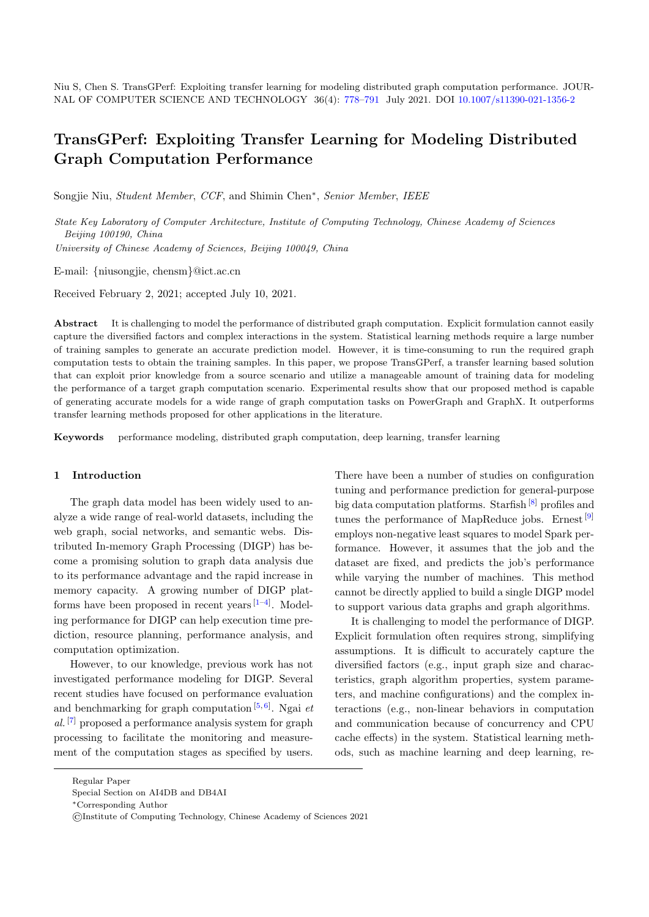Niu S, Chen S. TransGPerf: Exploiting transfer learning for modeling distributed graph computation performance. JOURNAL OF COMPUTER SCIENCE AND TECHNOLOGY 36(4): 778–791 July 2021. DOI 10.1007/s11390-021-1356-2

# TransGPerf: Exploiting Transfer Learning for Modeling Distributed Graph Computation Performance

Songjie Niu, *Student Member*, *CCF*, and Shimin Chen*, *Senior Member*, *IEEE*

*State Key Laboratory of Computer Architecture, Institute of Computing Technology, Chinese Academy of Sciences Beijing 100190, China*

*University of Chinese Academy of Sciences, Beijing 100049, China*

E-mail: {niusongjie, chensm}@ict.ac.cn

Received February 2, 2021; accepted July 10, 2021.

**Abstract** It is challenging to model the performance of distributed graph computation. Explicit formulation cannot easily capture the diversified factors and complex interactions in the system. Statistical learning methods require a large number of training samples to generate an accurate prediction model. However, it is time-consuming to run the required graph computation tests to obtain the training samples. In this paper, we propose TransGPerf, a transfer learning based solution that can exploit prior knowledge from a source scenario and utilize a manageable amount of training data for modeling the performance of a target graph computation scenario. Experimental results show that our proposed method is capable of generating accurate models for a wide range of graph computation tasks on PowerGraph and GraphX. It outperforms transfer learning methods proposed for other applications in the literature.

**Keywords** performance modeling, distributed graph computation, deep learning, transfer learning

## 1 Introduction

The graph data model has been widely used to analyze a wide range of real-world datasets, including the web graph, social networks, and semantic webs. Distributed In-memory Graph Processing (DIGP) has become a promising solution to graph data analysis due to its performance advantage and the rapid increase in memory capacity. A growing number of DIGP platforms have been proposed in recent years [1–4]. Modeling performance for DIGP can help execution time prediction, resource planning, performance analysis, and computation optimization.

However, to our knowledge, previous work has not investigated performance modeling for DIGP. Several recent studies have focused on performance evaluation and benchmarking for graph computation [5, 6]. Ngai *et al.* [7] proposed a performance analysis system for graph processing to facilitate the monitoring and measurement of the computation stages as specified by users. There have been a number of studies on configuration tuning and performance prediction for general-purpose big data computation platforms. Starfish [8] profiles and tunes the performance of MapReduce jobs. Ernest [9] employs non-negative least squares to model Spark performance. However, it assumes that the job and the dataset are fixed, and predicts the job's performance while varying the number of machines. This method cannot be directly applied to build a single DIGP model to support various data graphs and graph algorithms.

It is challenging to model the performance of DIGP. Explicit formulation often requires strong, simplifying assumptions. It is difficult to accurately capture the diversified factors (e.g., input graph size and characteristics, graph algorithm properties, system parameters, and machine configurations) and the complex interactions (e.g., non-linear behaviors in computation and communication because of concurrency and CPU cache effects) in the system. Statistical learning methods, such as machine learning and deep learning, re-

Regular Paper

Special Section on AI4DB and DB4AI

*Corresponding Author

©Institute of Computing Technology, Chinese Academy of Sciences 2021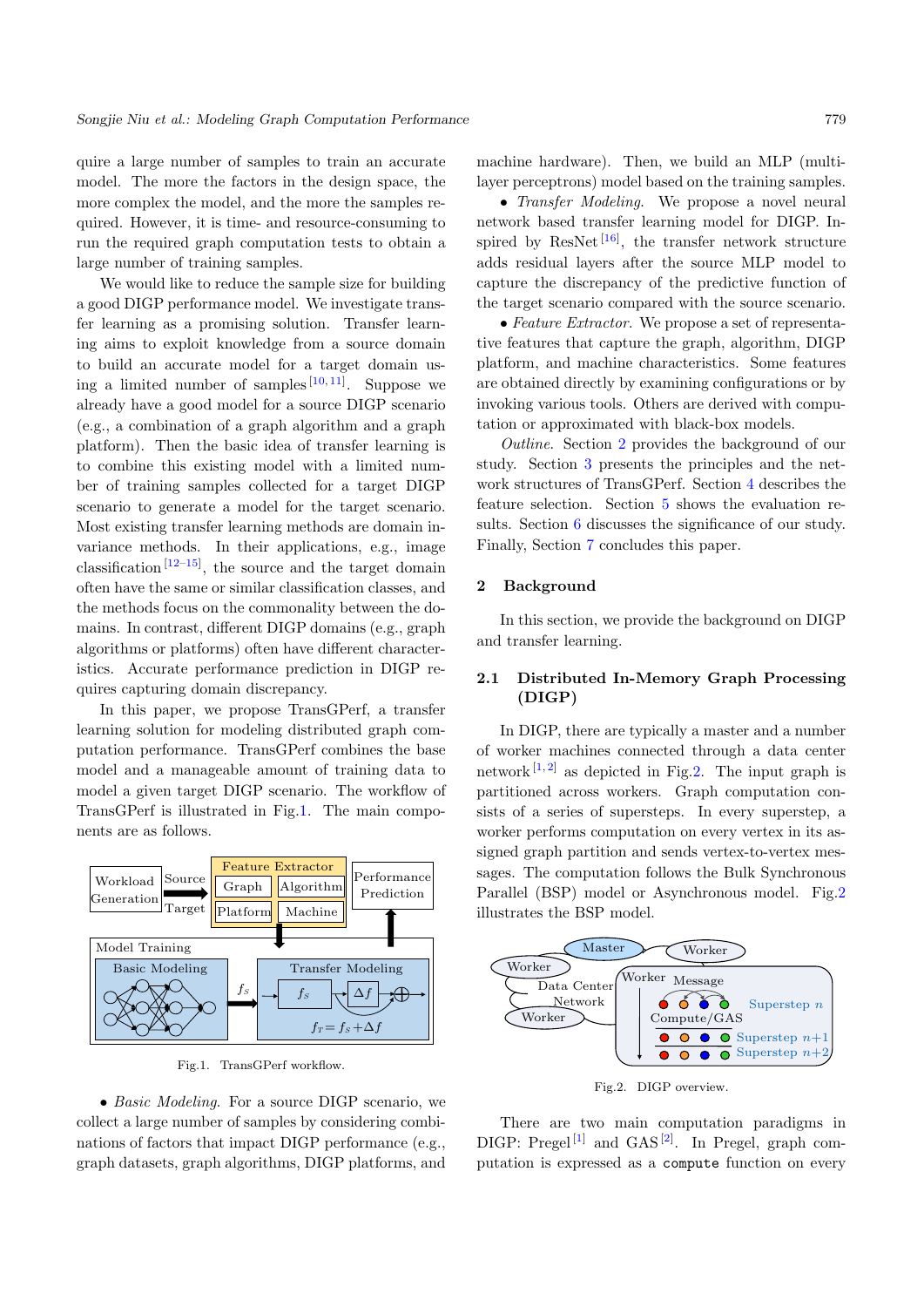quire a large number of samples to train an accurate model. The more the factors in the design space, the more complex the model, and the more the samples required. However, it is time- and resource-consuming to run the required graph computation tests to obtain a large number of training samples.

We would like to reduce the sample size for building a good DIGP performance model. We investigate transfer learning as a promising solution. Transfer learning aims to exploit knowledge from a source domain to build an accurate model for a target domain using a limited number of samples [10, 11]. Suppose we already have a good model for a source DIGP scenario (e.g., a combination of a graph algorithm and a graph platform). Then the basic idea of transfer learning is to combine this existing model with a limited number of training samples collected for a target DIGP scenario to generate a model for the target scenario. Most existing transfer learning methods are domain invariance methods. In their applications, e.g., image classification [12–15], the source and the target domain often have the same or similar classification classes, and the methods focus on the commonality between the domains. In contrast, different DIGP domains (e.g., graph algorithms or platforms) often have different characteristics. Accurate performance prediction in DIGP requires capturing domain discrepancy.

In this paper, we propose TransGPerf, a transfer learning solution for modeling distributed graph computation performance. TransGPerf combines the base model and a manageable amount of training data to model a given target DIGP scenario. The workflow of TransGPerf is illustrated in Fig.1. The main components are as follows.

Fig.1. TransGPerf workflow.

• *Basic Modeling*. For a source DIGP scenario, we collect a large number of samples by considering combinations of factors that impact DIGP performance (e.g., graph datasets, graph algorithms, DIGP platforms, and machine hardware). Then, we build an MLP (multi-layer perceptrons) model based on the training samples.

• *Transfer Modeling*. We propose a novel neural network based transfer learning model for DIGP. Inspired by ResNet [16], the transfer network structure adds residual layers after the source MLP model to capture the discrepancy of the predictive function of the target scenario compared with the source scenario.

• *Feature Extractor*. We propose a set of representative features that capture the graph, algorithm, DIGP platform, and machine characteristics. Some features are obtained directly by examining configurations or by invoking various tools. Others are derived with computation or approximated with black-box models.

*Outline*. Section 2 provides the background of our study. Section 3 presents the principles and the network structures of TransGPerf. Section 4 describes the feature selection. Section 5 shows the evaluation results. Section 6 discusses the significance of our study. Finally, Section 7 concludes this paper.

## 2 Background

In this section, we provide the background on DIGP and transfer learning.

### 2.1 Distributed In-Memory Graph Processing (DIGP)

In DIGP, there are typically a master and a number of worker machines connected through a data center network [1, 2] as depicted in Fig.2. The input graph is partitioned across workers. Graph computation consists of a series of supersteps. In every superstep, a worker performs computation on every vertex in its assigned graph partition and sends vertex-to-vertex messages. The computation follows the Bulk Synchronous Parallel (BSP) model or Asynchronous model. Fig.2 illustrates the BSP model.

Fig.2. DIGP overview.

There are two main computation paradigms in DIGP: Pregel [1] and GAS [2]. In Pregel, graph computation is expressed as a `compute` function on every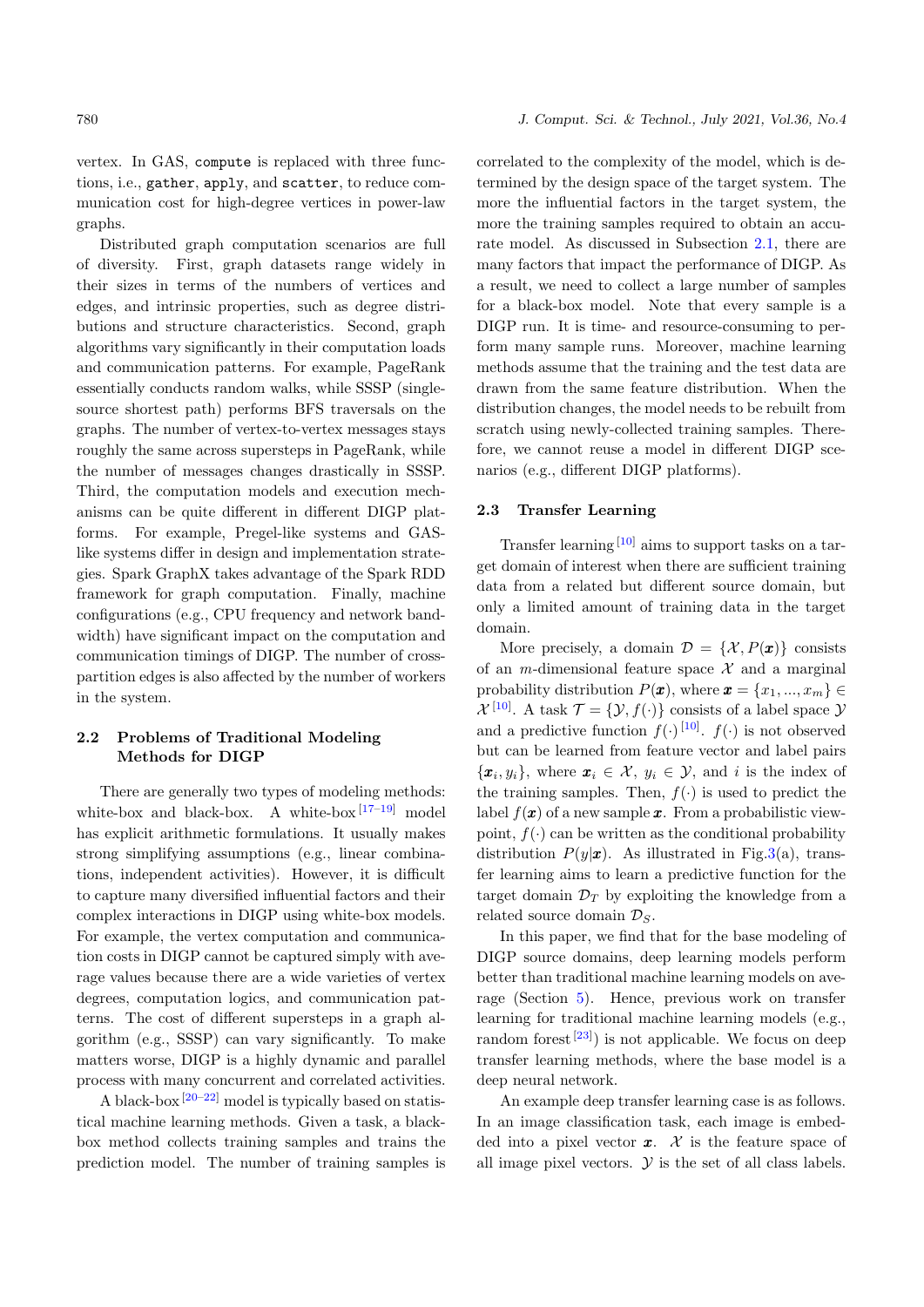vertex. In GAS, compute is replaced with three functions, i.e., gather, apply, and scatter, to reduce communication cost for high-degree vertices in power-law graphs.

Distributed graph computation scenarios are full of diversity. First, graph datasets range widely in their sizes in terms of the numbers of vertices and edges, and intrinsic properties, such as degree distributions and structure characteristics. Second, graph algorithms vary significantly in their computation loads and communication patterns. For example, PageRank essentially conducts random walks, while SSSP (single-source shortest path) performs BFS traversals on the graphs. The number of vertex-to-vertex messages stays roughly the same across supersteps in PageRank, while the number of messages changes drastically in SSSP. Third, the computation models and execution mechanisms can be quite different in different DIGP platforms. For example, Pregel-like systems and GAS-like systems differ in design and implementation strategies. Spark GraphX takes advantage of the Spark RDD framework for graph computation. Finally, machine configurations (e.g., CPU frequency and network bandwidth) have significant impact on the computation and communication timings of DIGP. The number of cross-partition edges is also affected by the number of workers in the system.

### 2.2 Problems of Traditional Modeling Methods for DIGP

There are generally two types of modeling methods: white-box and black-box. A white-box [17–19] model has explicit arithmetic formulations. It usually makes strong simplifying assumptions (e.g., linear combinations, independent activities). However, it is difficult to capture many diversified influential factors and their complex interactions in DIGP using white-box models. For example, the vertex computation and communication costs in DIGP cannot be captured simply with average values because there are a wide varieties of vertex degrees, computation logics, and communication patterns. The cost of different supersteps in a graph algorithm (e.g., SSSP) can vary significantly. To make matters worse, DIGP is a highly dynamic and parallel process with many concurrent and correlated activities.

A black-box [20–22] model is typically based on statistical machine learning methods. Given a task, a black-box method collects training samples and trains the prediction model. The number of training samples is correlated to the complexity of the model, which is determined by the design space of the target system. The more the influential factors in the target system, the more the training samples required to obtain an accurate model. As discussed in Subsection 2.1, there are many factors that impact the performance of DIGP. As a result, we need to collect a large number of samples for a black-box model. Note that every sample is a DIGP run. It is time- and resource-consuming to perform many sample runs. Moreover, machine learning methods assume that the training and the test data are drawn from the same feature distribution. When the distribution changes, the model needs to be rebuilt from scratch using newly-collected training samples. Therefore, we cannot reuse a model in different DIGP scenarios (e.g., different DIGP platforms).

### 2.3 Transfer Learning

Transfer learning [10] aims to support tasks on a target domain of interest when there are sufficient training data from a related but different source domain, but only a limited amount of training data in the target domain.

More precisely, a domain $\mathcal{D} = \{\mathcal{X}, P(\boldsymbol{x})\}$ consists of an $m$-dimensional feature space $\mathcal{X}$ and a marginal probability distribution $P(\boldsymbol{x})$, where $\boldsymbol{x} = \{x_1, ..., x_m\} \in \mathcal{X}$ [10]. A task $\mathcal{T} = \{\mathcal{Y}, f(\cdot)\}$ consists of a label space $\mathcal{Y}$ and a predictive function $f(\cdot)$ [10]. $f(\cdot)$ is not observed but can be learned from feature vector and label pairs $\{\boldsymbol{x}_i, y_i\}$, where $\boldsymbol{x}_i \in \mathcal{X}$, $y_i \in \mathcal{Y}$, and $i$ is the index of the training samples. Then, $f(\cdot)$ is used to predict the label $f(\boldsymbol{x})$ of a new sample $\boldsymbol{x}$. From a probabilistic viewpoint, $f(\cdot)$ can be written as the conditional probability distribution $P(y|\boldsymbol{x})$. As illustrated in Fig.3(a), transfer learning aims to learn a predictive function for the target domain $\mathcal{D}_T$ by exploiting the knowledge from a related source domain $\mathcal{D}_S$.

In this paper, we find that for the base modeling of DIGP source domains, deep learning models perform better than traditional machine learning models on average (Section 5). Hence, previous work on transfer learning for traditional machine learning models (e.g., random forest [23]) is not applicable. We focus on deep transfer learning methods, where the base model is a deep neural network.

An example deep transfer learning case is as follows. In an image classification task, each image is embedded into a pixel vector $\boldsymbol{x}$. $\mathcal{X}$ is the feature space of all image pixel vectors. $\mathcal{Y}$ is the set of all class labels.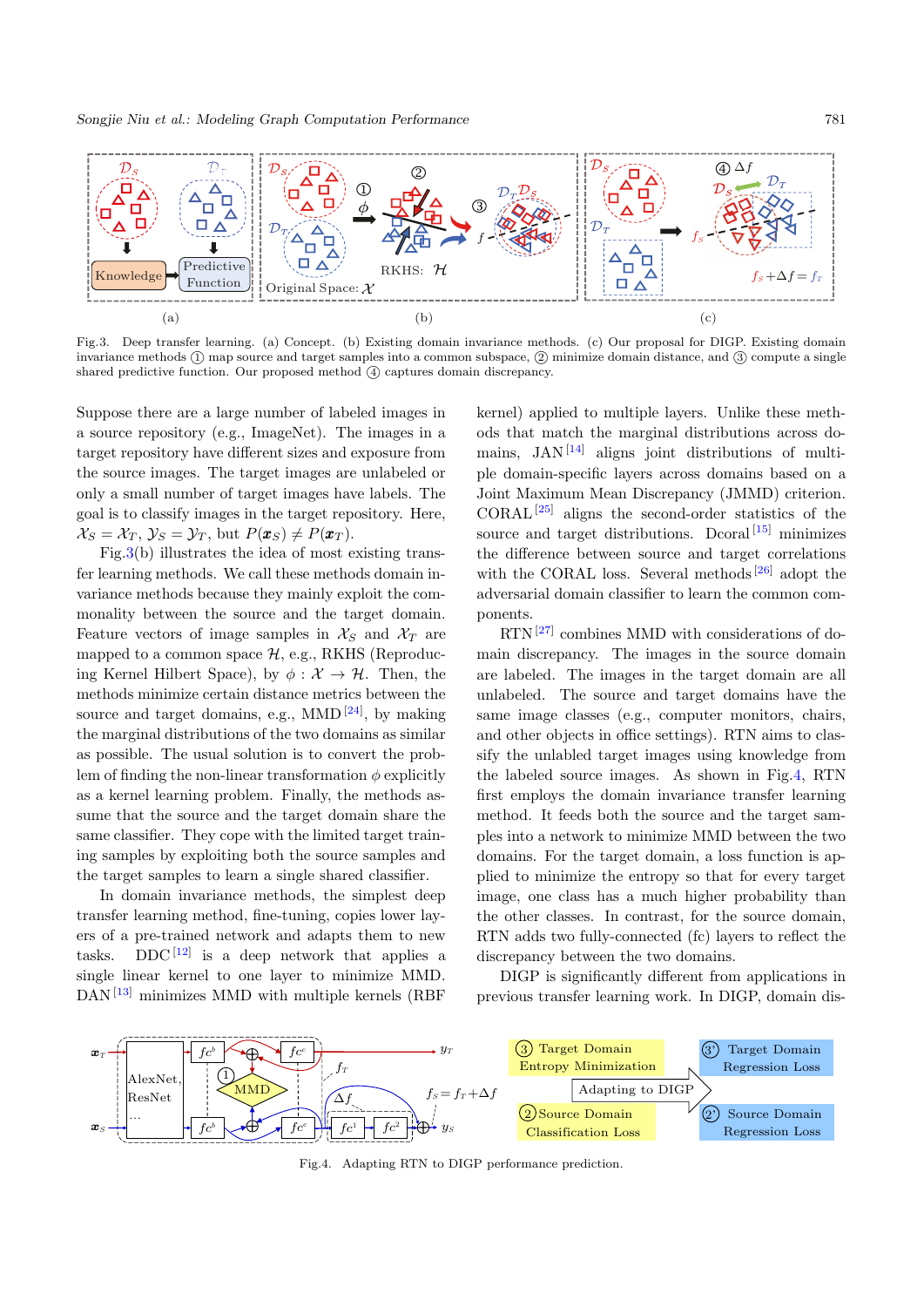Fig.3. Deep transfer learning. (a) Concept. (b) Existing domain invariance methods. (c) Our proposal for DIGP. Existing domain invariance methods ① map source and target samples into a common subspace, ② minimize domain distance, and ③ compute a single shared predictive function. Our proposed method ④ captures domain discrepancy.

Suppose there are a large number of labeled images in a source repository (e.g., ImageNet). The images in a target repository have different sizes and exposure from the source images. The target images are unlabeled or only a small number of target images have labels. The goal is to classify images in the target repository. Here, $\mathcal{X}_S = \mathcal{X}_T$, $\mathcal{Y}_S = \mathcal{Y}_T$, but $P(\boldsymbol{x}_S) \neq P(\boldsymbol{x}_T)$.

Fig.3(b) illustrates the idea of most existing transfer learning methods. We call these methods domain invariance methods because they mainly exploit the commonality between the source and the target domain. Feature vectors of image samples in $\mathcal{X}_S$ and $\mathcal{X}_T$ are mapped to a common space $\mathcal{H}$, e.g., RKHS (Reproducing Kernel Hilbert Space), by $\phi : \mathcal{X} \rightarrow \mathcal{H}$. Then, the methods minimize certain distance metrics between the source and target domains, e.g., MMD[24], by making the marginal distributions of the two domains as similar as possible. The usual solution is to convert the problem of finding the non-linear transformation $\phi$ explicitly as a kernel learning problem. Finally, the methods assume that the source and the target domain share the same classifier. They cope with the limited target training samples by exploiting both the source samples and the target samples to learn a single shared classifier.

In domain invariance methods, the simplest deep transfer learning method, fine-tuning, copies lower layers of a pre-trained network and adapts them to new tasks. DDC[12] is a deep network that applies a single linear kernel to one layer to minimize MMD. DAN[13] minimizes MMD with multiple kernels (RBF kernel) applied to multiple layers. Unlike these methods that match the marginal distributions across domains, JAN[14] aligns joint distributions of multiple domain-specific layers across domains based on a Joint Maximum Mean Discrepancy (JMMD) criterion. CORAL[25] aligns the second-order statistics of the source and target distributions. Dcoral[15] minimizes the difference between source and target correlations with the CORAL loss. Several methods[26] adopt the adversarial domain classifier to learn the common components.

RTN[27] combines MMD with considerations of domain discrepancy. The images in the source domain are labeled. The images in the target domain are all unlabeled. The source and target domains have the same image classes (e.g., computer monitors, chairs, and other objects in office settings). RTN aims to classify the unlabled target images using knowledge from the labeled source images. As shown in Fig.4, RTN first employs the domain invariance transfer learning method. It feeds both the source and the target samples into a network to minimize MMD between the two domains. For the target domain, a loss function is applied to minimize the entropy so that for every target image, one class has a much higher probability than the other classes. In contrast, for the source domain, RTN adds two fully-connected (fc) layers to reflect the discrepancy between the two domains.

DIGP is significantly different from applications in previous transfer learning work. In DIGP, domain dis-

Fig.4. Adapting RTN to DIGP performance prediction.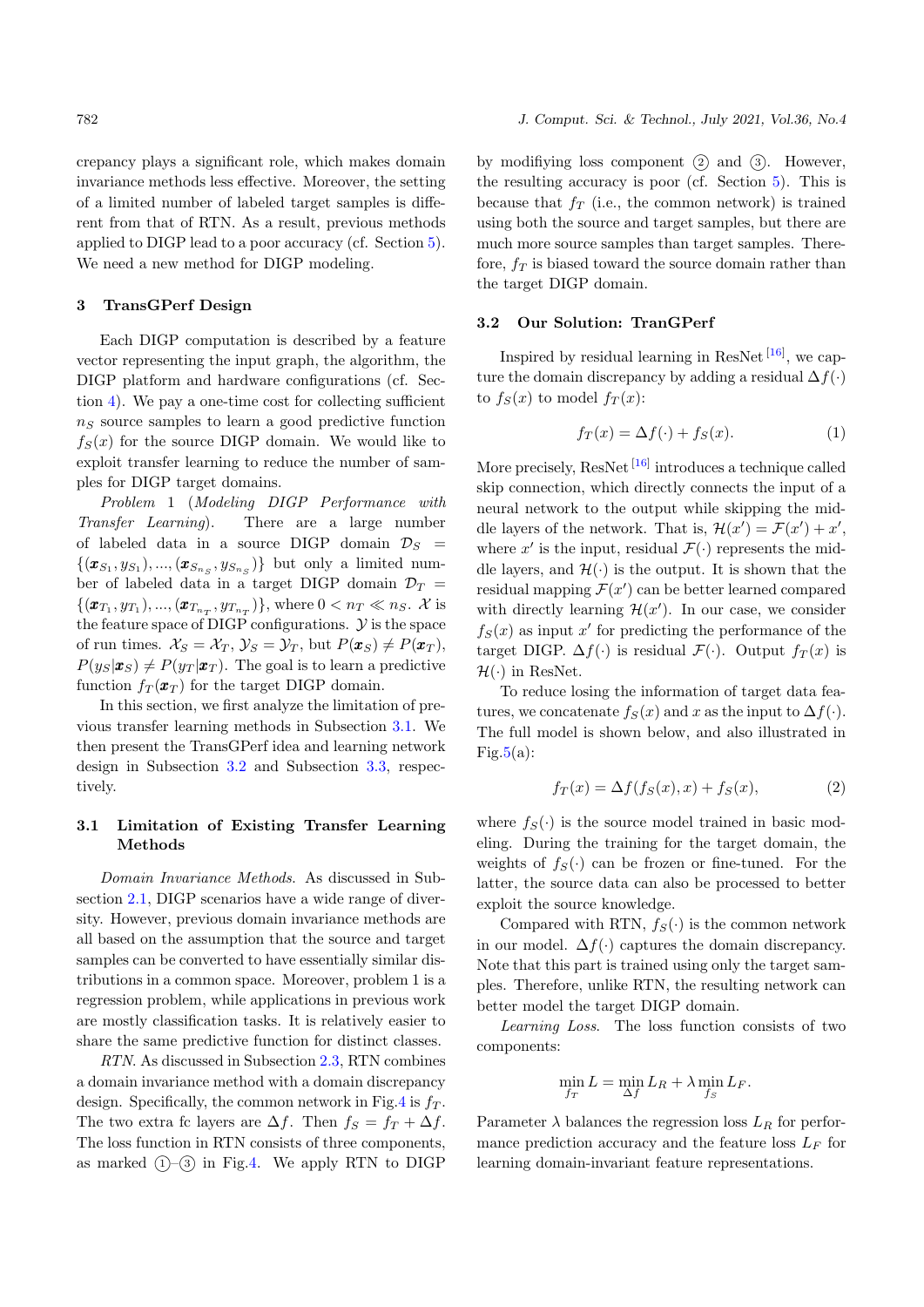crepancy plays a significant role, which makes domain invariance methods less effective. Moreover, the setting of a limited number of labeled target samples is different from that of RTN. As a result, previous methods applied to DIGP lead to a poor accuracy (cf. Section 5). We need a new method for DIGP modeling.

## 3 TransGPerf Design

Each DIGP computation is described by a feature vector representing the input graph, the algorithm, the DIGP platform and hardware configurations (cf. Section 4). We pay a one-time cost for collecting sufficient $n_S$ source samples to learn a good predictive function $f_S(x)$ for the source DIGP domain. We would like to exploit transfer learning to reduce the number of samples for DIGP target domains.

*Problem* 1 (*Modeling DIGP Performance with Transfer Learning*). There are a large number of labeled data in a source DIGP domain $\mathcal{D}_S = \{(\boldsymbol{x}_{S_1}, y_{S_1}), ..., (\boldsymbol{x}_{S_{n_S}}, y_{S_{n_S}})\}$ but only a limited number of labeled data in a target DIGP domain $\mathcal{D}_T = \{(\boldsymbol{x}_{T_1}, y_{T_1}), ..., (\boldsymbol{x}_{T_{n_T}}, y_{T_{n_T}})\}$, where $0 < n_T \ll n_S$. $\mathcal{X}$ is the feature space of DIGP configurations. $\mathcal{Y}$ is the space of run times. $\mathcal{X}_S = \mathcal{X}_T$, $\mathcal{Y}_S = \mathcal{Y}_T$, but $P(\boldsymbol{x}_S) \neq P(\boldsymbol{x}_T)$, $P(y_S|\boldsymbol{x}_S) \neq P(y_T|\boldsymbol{x}_T)$. The goal is to learn a predictive function $f_T(\boldsymbol{x}_T)$ for the target DIGP domain.

In this section, we first analyze the limitation of previous transfer learning methods in Subsection 3.1. We then present the TransGPerf idea and learning network design in Subsection 3.2 and Subsection 3.3, respectively.

### 3.1 Limitation of Existing Transfer Learning Methods

*Domain Invariance Methods*. As discussed in Subsection 2.1, DIGP scenarios have a wide range of diversity. However, previous domain invariance methods are all based on the assumption that the source and target samples can be converted to have essentially similar distributions in a common space. Moreover, problem 1 is a regression problem, while applications in previous work are mostly classification tasks. It is relatively easier to share the same predictive function for distinct classes.

*RTN*. As discussed in Subsection 2.3, RTN combines a domain invariance method with a domain discrepancy design. Specifically, the common network in Fig.4 is $f_T$. The two extra fc layers are $\Delta f$. Then $f_S = f_T + \Delta f$. The loss function in RTN consists of three components, as marked ①–③ in Fig.4. We apply RTN to DIGP by modifiying loss component ② and ③. However, the resulting accuracy is poor (cf. Section 5). This is because that $f_T$ (i.e., the common network) is trained using both the source and target samples, but there are much more source samples than target samples. Therefore, $f_T$ is biased toward the source domain rather than the target DIGP domain.

### 3.2 Our Solution: TranGPerf

Inspired by residual learning in ResNet [16], we capture the domain discrepancy by adding a residual $\Delta f(\cdot)$ to $f_S(x)$ to model $f_T(x)$:

$$f_T(x) = \Delta f(\cdot) + f_S(x). \tag{1}$$

More precisely, ResNet [16] introduces a technique called skip connection, which directly connects the input of a neural network to the output while skipping the middle layers of the network. That is, $\mathcal{H}(x') = \mathcal{F}(x') + x'$, where $x'$ is the input, residual $\mathcal{F}(\cdot)$ represents the middle layers, and $\mathcal{H}(\cdot)$ is the output. It is shown that the residual mapping $\mathcal{F}(x')$ can be better learned compared with directly learning $\mathcal{H}(x')$. In our case, we consider $f_S(x)$ as input $x'$ for predicting the performance of the target DIGP. $\Delta f(\cdot)$ is residual $\mathcal{F}(\cdot)$. Output $f_T(x)$ is $\mathcal{H}(\cdot)$ in ResNet.

To reduce losing the information of target data features, we concatenate $f_S(x)$ and $x$ as the input to $\Delta f(\cdot)$. The full model is shown below, and also illustrated in Fig.5(a):

$$f_T(x) = \Delta f(f_S(x), x) + f_S(x), \tag{2}$$

where $f_S(\cdot)$ is the source model trained in basic modeling. During the training for the target domain, the weights of $f_S(\cdot)$ can be frozen or fine-tuned. For the latter, the source data can also be processed to better exploit the source knowledge.

Compared with RTN, $f_S(\cdot)$ is the common network in our model. $\Delta f(\cdot)$ captures the domain discrepancy. Note that this part is trained using only the target samples. Therefore, unlike RTN, the resulting network can better model the target DIGP domain.

*Learning Loss*. The loss function consists of two components:

$$\min_{f_T} L = \min_{\Delta f} L_R + \lambda \min_{f_S} L_F.$$

Parameter $\lambda$ balances the regression loss $L_R$ for performance prediction accuracy and the feature loss $L_F$ for learning domain-invariant feature representations.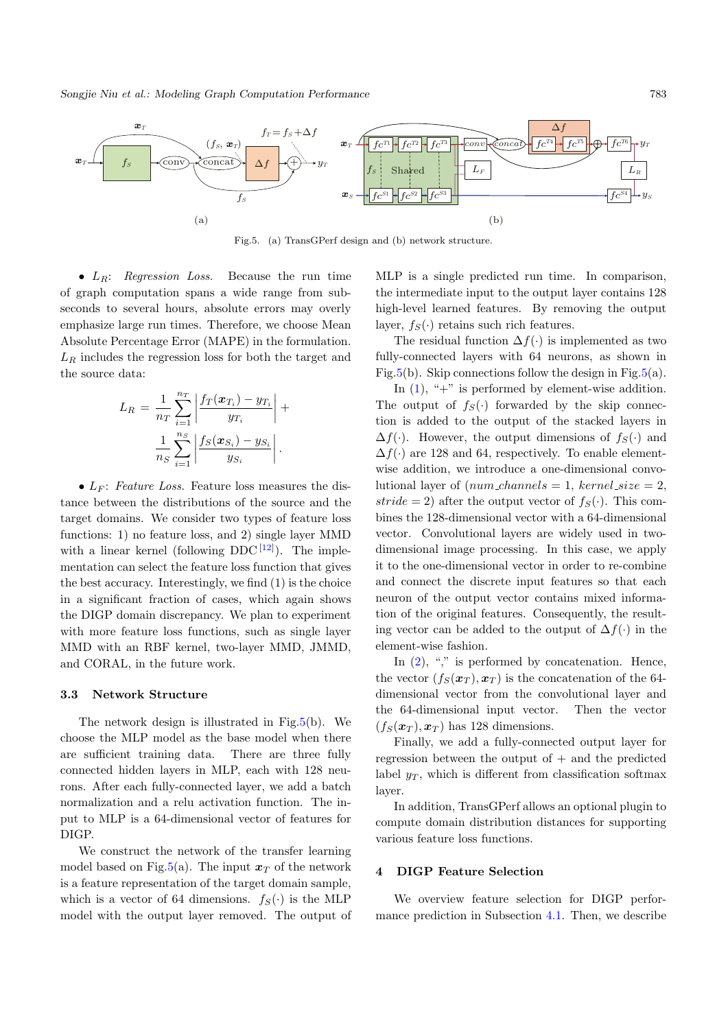Fig.5. (a) TransGPerf design and (b) network structure.

• $L_R$: *Regression Loss*. Because the run time of graph computation spans a wide range from sub-seconds to several hours, absolute errors may overly emphasize large run times. Therefore, we choose Mean Absolute Percentage Error (MAPE) in the formulation. $L_R$ includes the regression loss for both the target and the source data:

$$L_R = \frac{1}{n_T}\sum_{i=1}^{n_T}\left|\frac{f_T(\boldsymbol{x}_{T_i}) - y_{T_i}}{y_{T_i}}\right| + \frac{1}{n_S}\sum_{i=1}^{n_S}\left|\frac{f_S(\boldsymbol{x}_{S_i}) - y_{S_i}}{y_{S_i}}\right|.$$

• $L_F$: *Feature Loss*. Feature loss measures the distance between the distributions of the source and the target domains. We consider two types of feature loss functions: 1) no feature loss, and 2) single layer MMD with a linear kernel (following DDC [12]). The implementation can select the feature loss function that gives the best accuracy. Interestingly, we find (1) is the choice in a significant fraction of cases, which again shows the DIGP domain discrepancy. We plan to experiment with more feature loss functions, such as single layer MMD with an RBF kernel, two-layer MMD, JMMD, and CORAL, in the future work.

### 3.3 Network Structure

The network design is illustrated in Fig.5(b). We choose the MLP model as the base model when there are sufficient training data. There are three fully connected hidden layers in MLP, each with 128 neurons. After each fully-connected layer, we add a batch normalization and a relu activation function. The input to MLP is a 64-dimensional vector of features for DIGP.

We construct the network of the transfer learning model based on Fig.5(a). The input $\boldsymbol{x}_T$ of the network is a feature representation of the target domain sample, which is a vector of 64 dimensions. $f_S(\cdot)$ is the MLP model with the output layer removed. The output of MLP is a single predicted run time. In comparison, the intermediate input to the output layer contains 128 high-level learned features. By removing the output layer, $f_S(\cdot)$ retains such rich features.

The residual function $\Delta f(\cdot)$ is implemented as two fully-connected layers with 64 neurons, as shown in Fig.5(b). Skip connections follow the design in Fig.5(a).

In (1), "+" is performed by element-wise addition. The output of $f_S(\cdot)$ forwarded by the skip connection is added to the output of the stacked layers in $\Delta f(\cdot)$. However, the output dimensions of $f_S(\cdot)$ and $\Delta f(\cdot)$ are 128 and 64, respectively. To enable element-wise addition, we introduce a one-dimensional convolutional layer of ($num\_channels = 1$, $kernel\_size = 2$, $stride = 2$) after the output vector of $f_S(\cdot)$. This combines the 128-dimensional vector with a 64-dimensional vector. Convolutional layers are widely used in two-dimensional image processing. In this case, we apply it to the one-dimensional vector in order to re-combine and connect the discrete input features so that each neuron of the output vector contains mixed information of the original features. Consequently, the resulting vector can be added to the output of $\Delta f(\cdot)$ in the element-wise fashion.

In (2), "," is performed by concatenation. Hence, the vector $(f_S(\boldsymbol{x}_T), \boldsymbol{x}_T)$ is the concatenation of the 64-dimensional vector from the convolutional layer and the 64-dimensional input vector. Then the vector $(f_S(\boldsymbol{x}_T), \boldsymbol{x}_T)$ has 128 dimensions.

Finally, we add a fully-connected output layer for regression between the output of + and the predicted label $y_T$, which is different from classification softmax layer.

In addition, TransGPerf allows an optional plugin to compute domain distribution distances for supporting various feature loss functions.

## 4 DIGP Feature Selection

We overview feature selection for DIGP performance prediction in Subsection 4.1. Then, we describe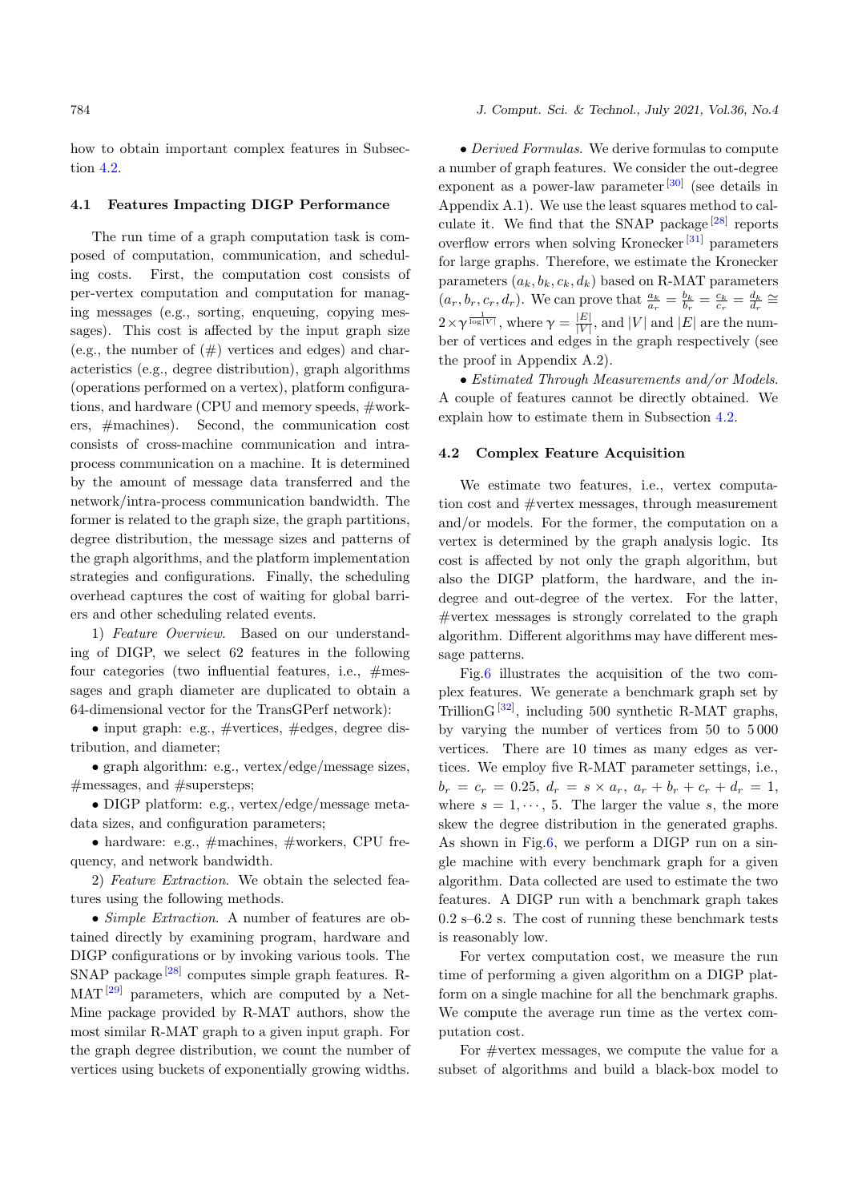how to obtain important complex features in Subsection 4.2.

### 4.1 Features Impacting DIGP Performance

The run time of a graph computation task is composed of computation, communication, and scheduling costs. First, the computation cost consists of per-vertex computation and computation for managing messages (e.g., sorting, enqueuing, copying messages). This cost is affected by the input graph size (e.g., the number of (#) vertices and edges) and characteristics (e.g., degree distribution), graph algorithms (operations performed on a vertex), platform configurations, and hardware (CPU and memory speeds, #workers, #machines). Second, the communication cost consists of cross-machine communication and intra-process communication on a machine. It is determined by the amount of message data transferred and the network/intra-process communication bandwidth. The former is related to the graph size, the graph partitions, degree distribution, the message sizes and patterns of the graph algorithms, and the platform implementation strategies and configurations. Finally, the scheduling overhead captures the cost of waiting for global barriers and other scheduling related events.

1) *Feature Overview*. Based on our understanding of DIGP, we select 62 features in the following four categories (two influential features, i.e., #messages and graph diameter are duplicated to obtain a 64-dimensional vector for the TransGPerf network):

- input graph: e.g., #vertices, #edges, degree distribution, and diameter;
- graph algorithm: e.g., vertex/edge/message sizes, #messages, and #supersteps;
- DIGP platform: e.g., vertex/edge/message metadata sizes, and configuration parameters;
- hardware: e.g., #machines, #workers, CPU frequency, and network bandwidth.

2) *Feature Extraction*. We obtain the selected features using the following methods.

- *Simple Extraction*. A number of features are obtained directly by examining program, hardware and DIGP configurations or by invoking various tools. The SNAP package [28] computes simple graph features. R-MAT [29] parameters, which are computed by a NetMine package provided by R-MAT authors, show the most similar R-MAT graph to a given input graph. For the graph degree distribution, we count the number of vertices using buckets of exponentially growing widths.

- *Derived Formulas*. We derive formulas to compute a number of graph features. We consider the out-degree exponent as a power-law parameter [30] (see details in Appendix A.1). We use the least squares method to calculate it. We find that the SNAP package [28] reports overflow errors when solving Kronecker [31] parameters for large graphs. Therefore, we estimate the Kronecker parameters $(a_k, b_k, c_k, d_k)$ based on R-MAT parameters $(a_r, b_r, c_r, d_r)$. We can prove that $\frac{a_k}{a_r} = \frac{b_k}{b_r} = \frac{c_k}{c_r} = \frac{d_k}{d_r} \cong 2 \times \gamma^{\frac{1}{\log |V|}}$, where $\gamma = \frac{|E|}{|V|}$, and $|V|$ and $|E|$ are the number of vertices and edges in the graph respectively (see the proof in Appendix A.2).

- *Estimated Through Measurements and/or Models*. A couple of features cannot be directly obtained. We explain how to estimate them in Subsection 4.2.

### 4.2 Complex Feature Acquisition

We estimate two features, i.e., vertex computation cost and #vertex messages, through measurement and/or models. For the former, the computation on a vertex is determined by the graph analysis logic. Its cost is affected by not only the graph algorithm, but also the DIGP platform, the hardware, and the in-degree and out-degree of the vertex. For the latter, #vertex messages is strongly correlated to the graph algorithm. Different algorithms may have different message patterns.

Fig.6 illustrates the acquisition of the two complex features. We generate a benchmark graph set by TrillionG [32], including 500 synthetic R-MAT graphs, by varying the number of vertices from 50 to 5 000 vertices. There are 10 times as many edges as vertices. We employ five R-MAT parameter settings, i.e., $b_r = c_r = 0.25$, $d_r = s \times a_r$, $a_r + b_r + c_r + d_r = 1$, where $s = 1, \cdots, 5$. The larger the value $s$, the more skew the degree distribution in the generated graphs. As shown in Fig.6, we perform a DIGP run on a single machine with every benchmark graph for a given algorithm. Data collected are used to estimate the two features. A DIGP run with a benchmark graph takes 0.2 s–6.2 s. The cost of running these benchmark tests is reasonably low.

For vertex computation cost, we measure the run time of performing a given algorithm on a DIGP platform on a single machine for all the benchmark graphs. We compute the average run time as the vertex computation cost.

For #vertex messages, we compute the value for a subset of algorithms and build a black-box model to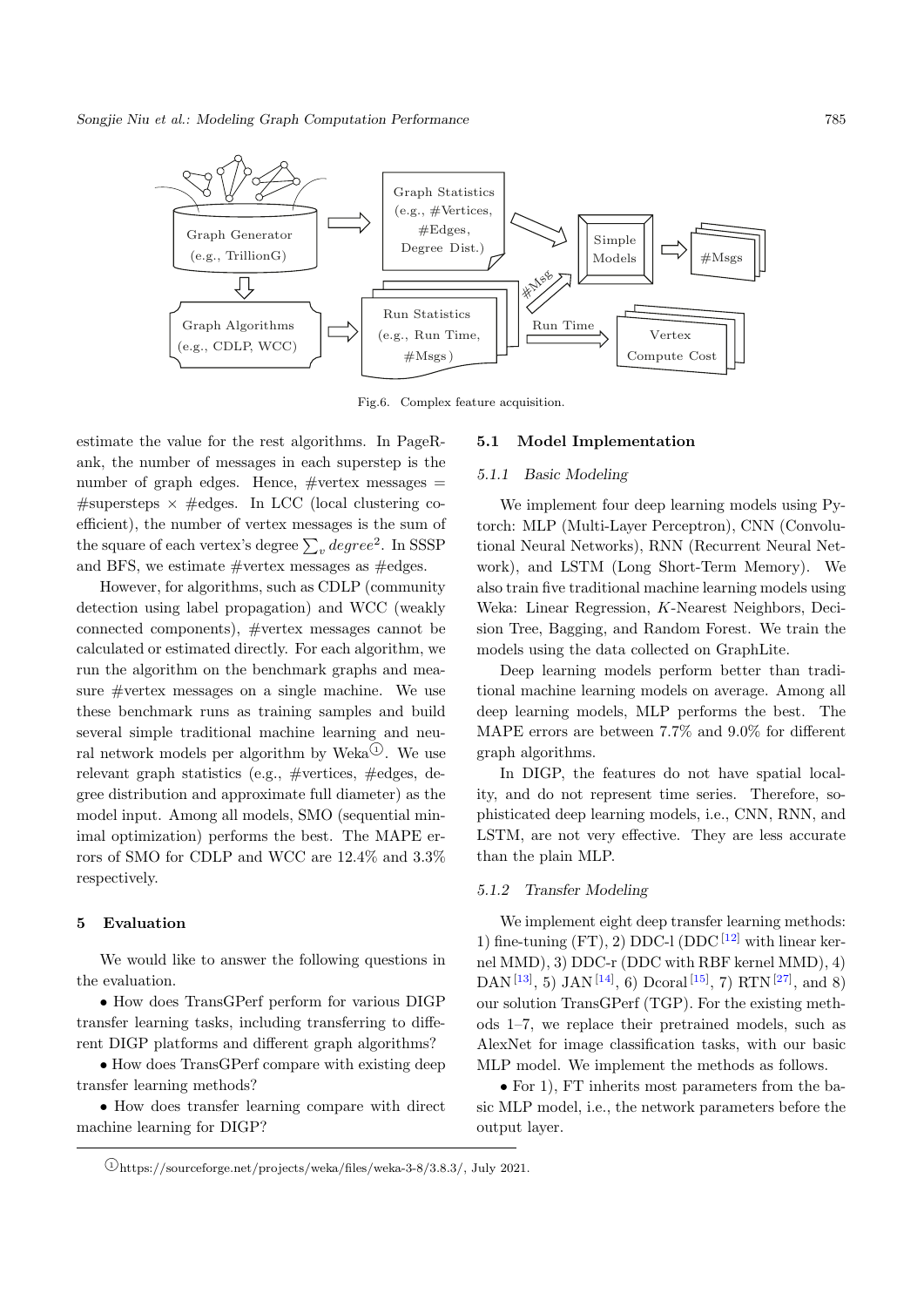Fig.6. Complex feature acquisition.

estimate the value for the rest algorithms. In PageRank, the number of messages in each superstep is the number of graph edges. Hence, #vertex messages = #supersteps × #edges. In LCC (local clustering coefficient), the number of vertex messages is the sum of the square of each vertex's degree $\sum_v degree^2$. In SSSP and BFS, we estimate #vertex messages as #edges.

However, for algorithms, such as CDLP (community detection using label propagation) and WCC (weakly connected components), #vertex messages cannot be calculated or estimated directly. For each algorithm, we run the algorithm on the benchmark graphs and measure #vertex messages on a single machine. We use these benchmark runs as training samples and build several simple traditional machine learning and neural network models per algorithm by Weka[1]. We use relevant graph statistics (e.g., #vertices, #edges, degree distribution and approximate full diameter) as the model input. Among all models, SMO (sequential minimal optimization) performs the best. The MAPE errors of SMO for CDLP and WCC are 12.4% and 3.3% respectively.

## 5 Evaluation

We would like to answer the following questions in the evaluation.

- How does TransGPerf perform for various DIGP transfer learning tasks, including transferring to different DIGP platforms and different graph algorithms?
- How does TransGPerf compare with existing deep transfer learning methods?
- How does transfer learning compare with direct machine learning for DIGP?

### 5.1 Model Implementation

#### 5.1.1 *Basic Modeling*

We implement four deep learning models using Pytorch: MLP (Multi-Layer Perceptron), CNN (Convolutional Neural Networks), RNN (Recurrent Neural Network), and LSTM (Long Short-Term Memory). We also train five traditional machine learning models using Weka: Linear Regression, *K*-Nearest Neighbors, Decision Tree, Bagging, and Random Forest. We train the models using the data collected on GraphLite.

Deep learning models perform better than traditional machine learning models on average. Among all deep learning models, MLP performs the best. The MAPE errors are between 7.7% and 9.0% for different graph algorithms.

In DIGP, the features do not have spatial locality, and do not represent time series. Therefore, sophisticated deep learning models, i.e., CNN, RNN, and LSTM, are not very effective. They are less accurate than the plain MLP.

#### 5.1.2 *Transfer Modeling*

We implement eight deep transfer learning methods: 1) fine-tuning (FT), 2) DDC-l (DDC[12] with linear kernel MMD), 3) DDC-r (DDC with RBF kernel MMD), 4) DAN[13], 5) JAN[14], 6) Dcoral[15], 7) RTN[27], and 8) our solution TransGPerf (TGP). For the existing methods 1–7, we replace their pretrained models, such as AlexNet for image classification tasks, with our basic MLP model. We implement the methods as follows.

- For 1), FT inherits most parameters from the basic MLP model, i.e., the network parameters before the output layer.

[1] https://sourceforge.net/projects/weka/files/weka-3-8/3.8.3/, July 2021.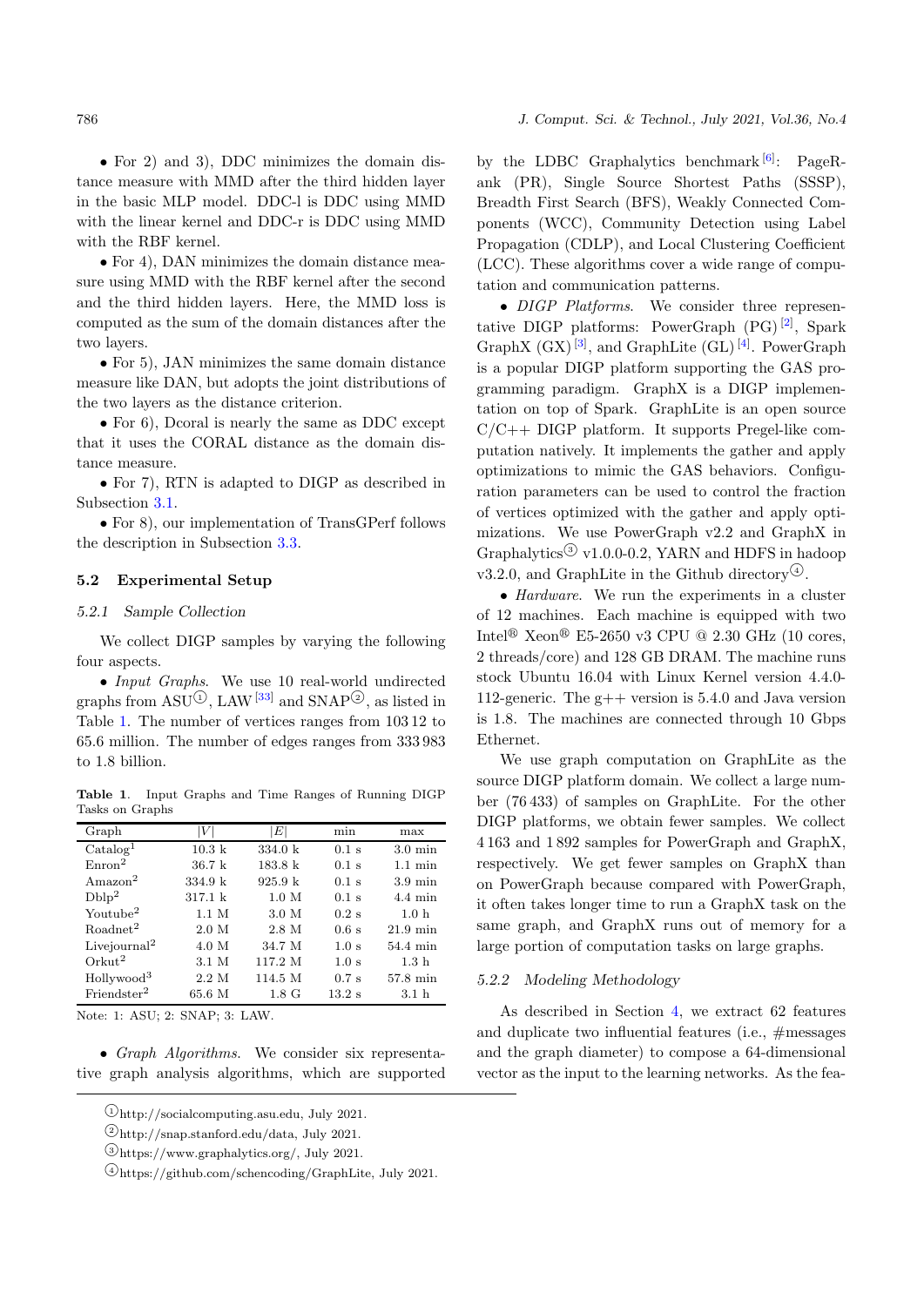• For 2) and 3), DDC minimizes the domain distance measure with MMD after the third hidden layer in the basic MLP model. DDC-l is DDC using MMD with the linear kernel and DDC-r is DDC using MMD with the RBF kernel.

• For 4), DAN minimizes the domain distance measure using MMD with the RBF kernel after the second and the third hidden layers. Here, the MMD loss is computed as the sum of the domain distances after the two layers.

• For 5), JAN minimizes the same domain distance measure like DAN, but adopts the joint distributions of the two layers as the distance criterion.

• For 6), Dcoral is nearly the same as DDC except that it uses the CORAL distance as the domain distance measure.

• For 7), RTN is adapted to DIGP as described in Subsection 3.1.

• For 8), our implementation of TransGPerf follows the description in Subsection 3.3.

### 5.2 Experimental Setup

#### 5.2.1 Sample Collection

We collect DIGP samples by varying the following four aspects.

• *Input Graphs*. We use 10 real-world undirected graphs from ASU①, LAW[33] and SNAP②, as listed in Table 1. The number of vertices ranges from 103 12 to 65.6 million. The number of edges ranges from 333 983 to 1.8 billion.

**Table 1**. Input Graphs and Time Ranges of Running DIGP Tasks on Graphs

| Graph | $\lvert V\rvert$ | $\lvert E\rvert$ | min | max |
|---|---|---|---|---|
| Catalog[1] | 10.3 k | 334.0 k | 0.1 s | 3.0 min |
| Enron[2] | 36.7 k | 183.8 k | 0.1 s | 1.1 min |
| Amazon[2] | 334.9 k | 925.9 k | 0.1 s | 3.9 min |
| Dblp[2] | 317.1 k | 1.0 M | 0.1 s | 4.4 min |
| Youtube[2] | 1.1 M | 3.0 M | 0.2 s | 1.0 h |
| Roadnet[2] | 2.0 M | 2.8 M | 0.6 s | 21.9 min |
| Livejournal[2] | 4.0 M | 34.7 M | 1.0 s | 54.4 min |
| Orkut[2] | 3.1 M | 117.2 M | 1.0 s | 1.3 h |
| Hollywood[3] | 2.2 M | 114.5 M | 0.7 s | 57.8 min |
| Friendster[2] | 65.6 M | 1.8 G | 13.2 s | 3.1 h |

Note: 1: ASU; 2: SNAP; 3: LAW.

• *Graph Algorithms*. We consider six representative graph analysis algorithms, which are supported by the LDBC Graphalytics benchmark[6]: PageRank (PR), Single Source Shortest Paths (SSSP), Breadth First Search (BFS), Weakly Connected Components (WCC), Community Detection using Label Propagation (CDLP), and Local Clustering Coefficient (LCC). These algorithms cover a wide range of computation and communication patterns.

• *DIGP Platforms*. We consider three representative DIGP platforms: PowerGraph (PG)[2], Spark GraphX (GX)[3], and GraphLite (GL)[4]. PowerGraph is a popular DIGP platform supporting the GAS programming paradigm. GraphX is a DIGP implementation on top of Spark. GraphLite is an open source C/C++ DIGP platform. It supports Pregel-like computation natively. It implements the gather and apply optimizations to mimic the GAS behaviors. Configuration parameters can be used to control the fraction of vertices optimized with the gather and apply optimizations. We use PowerGraph v2.2 and GraphX in Graphalytics③ v1.0.0-0.2, YARN and HDFS in hadoop v3.2.0, and GraphLite in the Github directory④.

• *Hardware*. We run the experiments in a cluster of 12 machines. Each machine is equipped with two Intel® Xeon® E5-2650 v3 CPU @ 2.30 GHz (10 cores, 2 threads/core) and 128 GB DRAM. The machine runs stock Ubuntu 16.04 with Linux Kernel version 4.4.0-112-generic. The g++ version is 5.4.0 and Java version is 1.8. The machines are connected through 10 Gbps Ethernet.

We use graph computation on GraphLite as the source DIGP platform domain. We collect a large number (76 433) of samples on GraphLite. For the other DIGP platforms, we obtain fewer samples. We collect 4 163 and 1 892 samples for PowerGraph and GraphX, respectively. We get fewer samples on GraphX than on PowerGraph because compared with PowerGraph, it often takes longer time to run a GraphX task on the same graph, and GraphX runs out of memory for a large portion of computation tasks on large graphs.

#### 5.2.2 Modeling Methodology

As described in Section 4, we extract 62 features and duplicate two influential features (i.e., #messages and the graph diameter) to compose a 64-dimensional vector as the input to the learning networks. As the fea-

①http://socialcomputing.asu.edu, July 2021.

②http://snap.stanford.edu/data, July 2021.

③https://www.graphalytics.org/, July 2021.

④https://github.com/schencoding/GraphLite, July 2021.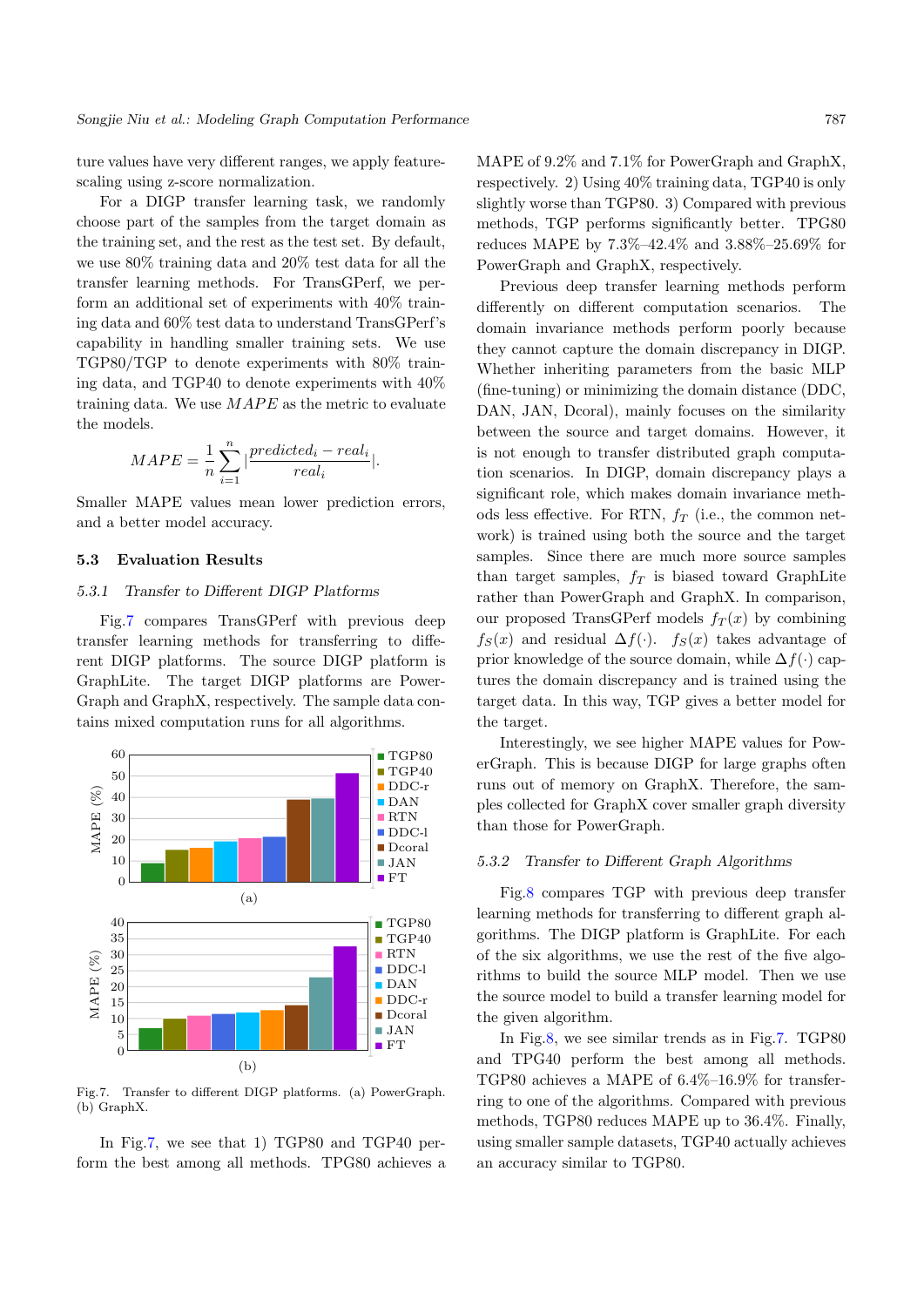ture values have very different ranges, we apply feature-scaling using z-score normalization.

For a DIGP transfer learning task, we randomly choose part of the samples from the target domain as the training set, and the rest as the test set. By default, we use 80% training data and 20% test data for all the transfer learning methods. For TransGPerf, we perform an additional set of experiments with 40% training data and 60% test data to understand TransGPerf's capability in handling smaller training sets. We use TGP80/TGP to denote experiments with 80% training data, and TGP40 to denote experiments with 40% training data. We use $MAPE$ as the metric to evaluate the models.

$$MAPE = \frac{1}{n}\sum_{i=1}^{n}\left|\frac{predicted_i - real_i}{real_i}\right|.$$

Smaller MAPE values mean lower prediction errors, and a better model accuracy.

### 5.3 Evaluation Results

#### 5.3.1 Transfer to Different DIGP Platforms

Fig.7 compares TransGPerf with previous deep transfer learning methods for transferring to different DIGP platforms. The source DIGP platform is GraphLite. The target DIGP platforms are PowerGraph and GraphX, respectively. The sample data contains mixed computation runs for all algorithms.

Fig.7. Transfer to different DIGP platforms. (a) PowerGraph. (b) GraphX.

In Fig.7, we see that 1) TGP80 and TGP40 perform the best among all methods. TPG80 achieves a MAPE of 9.2% and 7.1% for PowerGraph and GraphX, respectively. 2) Using 40% training data, TGP40 is only slightly worse than TGP80. 3) Compared with previous methods, TGP performs significantly better. TPG80 reduces MAPE by 7.3%–42.4% and 3.88%–25.69% for PowerGraph and GraphX, respectively.

Previous deep transfer learning methods perform differently on different computation scenarios. The domain invariance methods perform poorly because they cannot capture the domain discrepancy in DIGP. Whether inheriting parameters from the basic MLP (fine-tuning) or minimizing the domain distance (DDC, DAN, JAN, Dcoral), mainly focuses on the similarity between the source and target domains. However, it is not enough to transfer distributed graph computation scenarios. In DIGP, domain discrepancy plays a significant role, which makes domain invariance methods less effective. For RTN, $f_T$ (i.e., the common network) is trained using both the source and the target samples. Since there are much more source samples than target samples, $f_T$ is biased toward GraphLite rather than PowerGraph and GraphX. In comparison, our proposed TransGPerf models $f_T(x)$ by combining $f_S(x)$ and residual $\Delta f(\cdot)$. $f_S(x)$ takes advantage of prior knowledge of the source domain, while $\Delta f(\cdot)$ captures the domain discrepancy and is trained using the target data. In this way, TGP gives a better model for the target.

Interestingly, we see higher MAPE values for PowerGraph. This is because DIGP for large graphs often runs out of memory on GraphX. Therefore, the samples collected for GraphX cover smaller graph diversity than those for PowerGraph.

#### 5.3.2 Transfer to Different Graph Algorithms

Fig.8 compares TGP with previous deep transfer learning methods for transferring to different graph algorithms. The DIGP platform is GraphLite. For each of the six algorithms, we use the rest of the five algorithms to build the source MLP model. Then we use the source model to build a transfer learning model for the given algorithm.

In Fig.8, we see similar trends as in Fig.7. TGP80 and TPG40 perform the best among all methods. TGP80 achieves a MAPE of 6.4%–16.9% for transferring to one of the algorithms. Compared with previous methods, TGP80 reduces MAPE up to 36.4%. Finally, using smaller sample datasets, TGP40 actually achieves an accuracy similar to TGP80.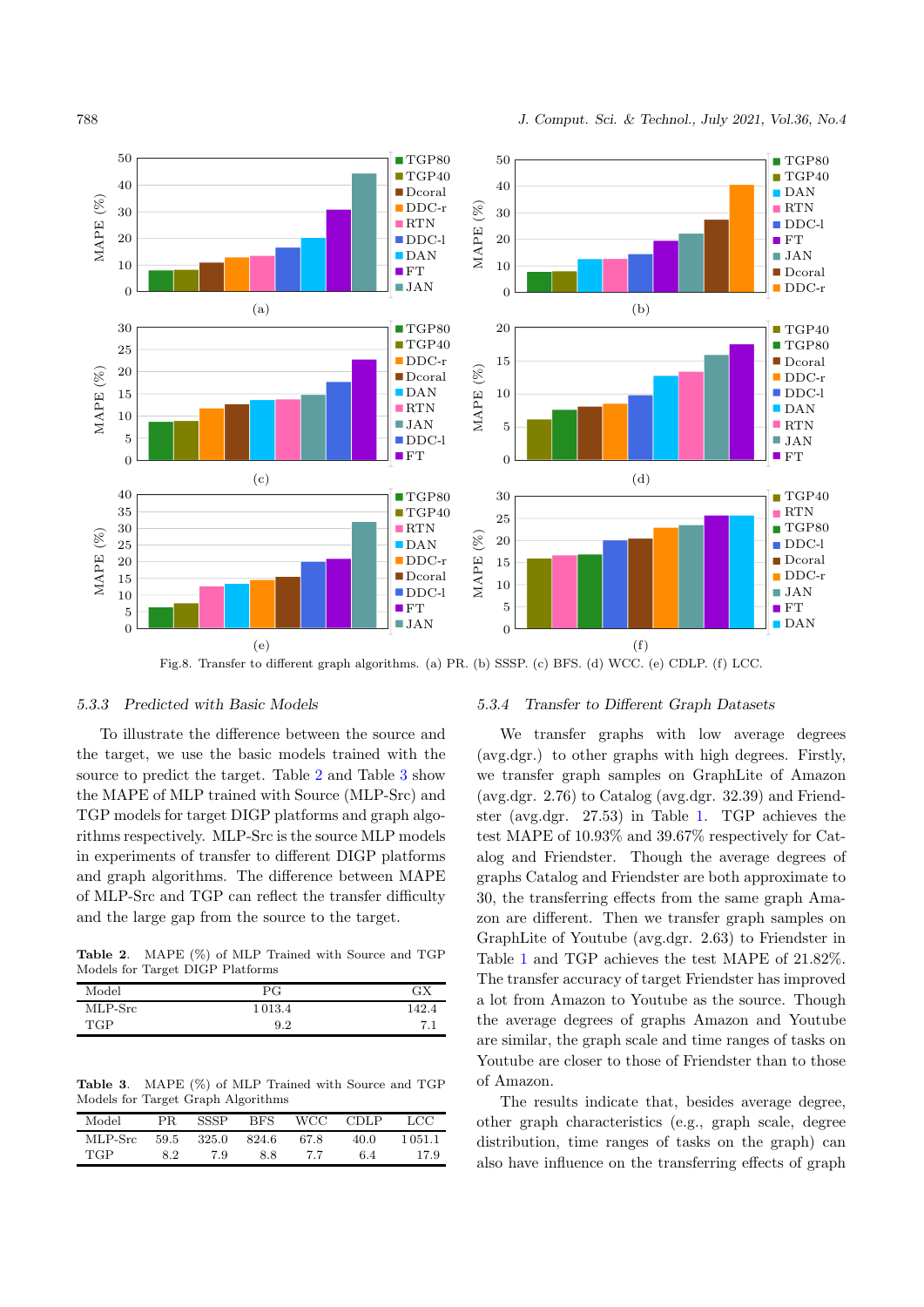Fig.8. Transfer to different graph algorithms. (a) PR. (b) SSSP. (c) BFS. (d) WCC. (e) CDLP. (f) LCC.

### 5.3.3 *Predicted with Basic Models*

To illustrate the difference between the source and the target, we use the basic models trained with the source to predict the target. Table 2 and Table 3 show the MAPE of MLP trained with Source (MLP-Src) and TGP models for target DIGP platforms and graph algorithms respectively. MLP-Src is the source MLP models in experiments of transfer to different DIGP platforms and graph algorithms. The difference between MAPE of MLP-Src and TGP can reflect the transfer difficulty and the large gap from the source to the target.

**Table 2**. MAPE (%) of MLP Trained with Source and TGP Models for Target DIGP Platforms

| Model | PG | GX |
|---|---|---|
| MLP-Src | 1 013.4 | 142.4 |
| TGP | 9.2 | 7.1 |

**Table 3**. MAPE (%) of MLP Trained with Source and TGP Models for Target Graph Algorithms

| Model | PR | SSSP | BFS | WCC | CDLP | LCC |
|---|---|---|---|---|---|---|
| MLP-Src | 59.5 | 325.0 | 824.6 | 67.8 | 40.0 | 1 051.1 |
| TGP | 8.2 | 7.9 | 8.8 | 7.7 | 6.4 | 17.9 |

### 5.3.4 *Transfer to Different Graph Datasets*

We transfer graphs with low average degrees (avg.dgr.) to other graphs with high degrees. Firstly, we transfer graph samples on GraphLite of Amazon (avg.dgr. 2.76) to Catalog (avg.dgr. 32.39) and Friendster (avg.dgr. 27.53) in Table 1. TGP achieves the test MAPE of 10.93% and 39.67% respectively for Catalog and Friendster. Though the average degrees of graphs Catalog and Friendster are both approximate to 30, the transferring effects from the same graph Amazon are different. Then we transfer graph samples on GraphLite of Youtube (avg.dgr. 2.63) to Friendster in Table 1 and TGP achieves the test MAPE of 21.82%. The transfer accuracy of target Friendster has improved a lot from Amazon to Youtube as the source. Though the average degrees of graphs Amazon and Youtube are similar, the graph scale and time ranges of tasks on Youtube are closer to those of Friendster than to those of Amazon.

The results indicate that, besides average degree, other graph characteristics (e.g., graph scale, degree distribution, time ranges of tasks on the graph) can also have influence on the transferring effects of graph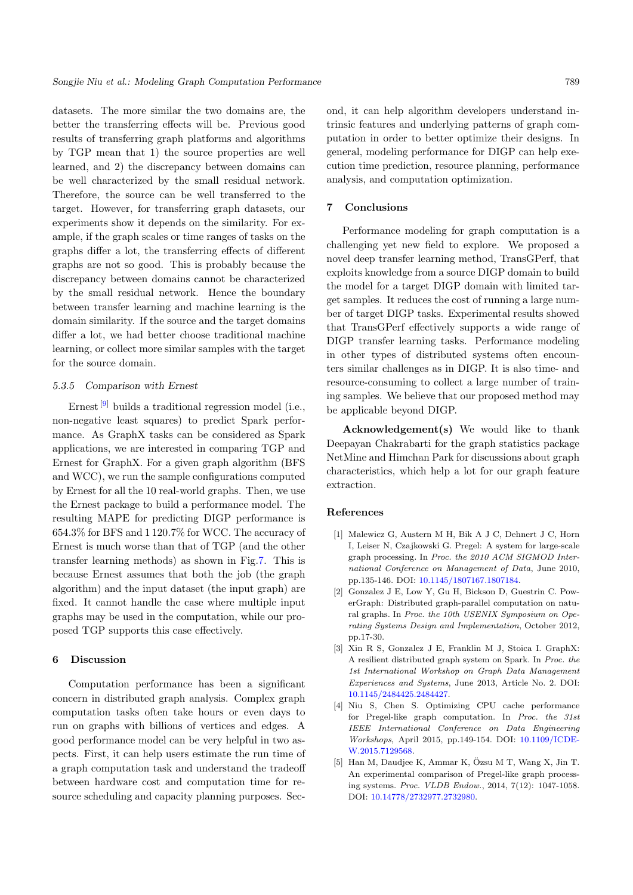datasets. The more similar the two domains are, the better the transferring effects will be. Previous good results of transferring graph platforms and algorithms by TGP mean that 1) the source properties are well learned, and 2) the discrepancy between domains can be well characterized by the small residual network. Therefore, the source can be well transferred to the target. However, for transferring graph datasets, our experiments show it depends on the similarity. For example, if the graph scales or time ranges of tasks on the graphs differ a lot, the transferring effects of different graphs are not so good. This is probably because the discrepancy between domains cannot be characterized by the small residual network. Hence the boundary between transfer learning and machine learning is the domain similarity. If the source and the target domains differ a lot, we had better choose traditional machine learning, or collect more similar samples with the target for the source domain.

### 5.3.5 Comparison with Ernest

Ernest [9] builds a traditional regression model (i.e., non-negative least squares) to predict Spark performance. As GraphX tasks can be considered as Spark applications, we are interested in comparing TGP and Ernest for GraphX. For a given graph algorithm (BFS and WCC), we run the sample configurations computed by Ernest for all the 10 real-world graphs. Then, we use the Ernest package to build a performance model. The resulting MAPE for predicting DIGP performance is 654.3% for BFS and 1 120.7% for WCC. The accuracy of Ernest is much worse than that of TGP (and the other transfer learning methods) as shown in Fig.7. This is because Ernest assumes that both the job (the graph algorithm) and the input dataset (the input graph) are fixed. It cannot handle the case where multiple input graphs may be used in the computation, while our proposed TGP supports this case effectively.

## 6 Discussion

Computation performance has been a significant concern in distributed graph analysis. Complex graph computation tasks often take hours or even days to run on graphs with billions of vertices and edges. A good performance model can be very helpful in two aspects. First, it can help users estimate the run time of a graph computation task and understand the tradeoff between hardware cost and computation time for resource scheduling and capacity planning purposes. Second, it can help algorithm developers understand intrinsic features and underlying patterns of graph computation in order to better optimize their designs. In general, modeling performance for DIGP can help execution time prediction, resource planning, performance analysis, and computation optimization.

## 7 Conclusions

Performance modeling for graph computation is a challenging yet new field to explore. We proposed a novel deep transfer learning method, TransGPerf, that exploits knowledge from a source DIGP domain to build the model for a target DIGP domain with limited target samples. It reduces the cost of running a large number of target DIGP tasks. Experimental results showed that TransGPerf effectively supports a wide range of DIGP transfer learning tasks. Performance modeling in other types of distributed systems often encounters similar challenges as in DIGP. It is also time- and resource-consuming to collect a large number of training samples. We believe that our proposed method may be applicable beyond DIGP.

**Acknowledgement(s)** We would like to thank Deepayan Chakrabarti for the graph statistics package NetMine and Himchan Park for discussions about graph characteristics, which help a lot for our graph feature extraction.

## References

[1] Malewicz G, Austern M H, Bik A J C, Dehnert J C, Horn I, Leiser N, Czajkowski G. Pregel: A system for large-scale graph processing. In *Proc. the 2010 ACM SIGMOD International Conference on Management of Data*, June 2010, pp.135-146. DOI: 10.1145/1807167.1807184.

[2] Gonzalez J E, Low Y, Gu H, Bickson D, Guestrin C. PowerGraph: Distributed graph-parallel computation on natural graphs. In *Proc. the 10th USENIX Symposium on Operating Systems Design and Implementation*, October 2012, pp.17-30.

[3] Xin R S, Gonzalez J E, Franklin M J, Stoica I. GraphX: A resilient distributed graph system on Spark. In *Proc. the 1st International Workshop on Graph Data Management Experiences and Systems*, June 2013, Article No. 2. DOI: 10.1145/2484425.2484427.

[4] Niu S, Chen S. Optimizing CPU cache performance for Pregel-like graph computation. In *Proc. the 31st IEEE International Conference on Data Engineering Workshops*, April 2015, pp.149-154. DOI: 10.1109/ICDE-W.2015.7129568.

[5] Han M, Daudjee K, Ammar K, Özsu M T, Wang X, Jin T. An experimental comparison of Pregel-like graph processing systems. *Proc. VLDB Endow.*, 2014, 7(12): 1047-1058. DOI: 10.14778/2732977.2732980.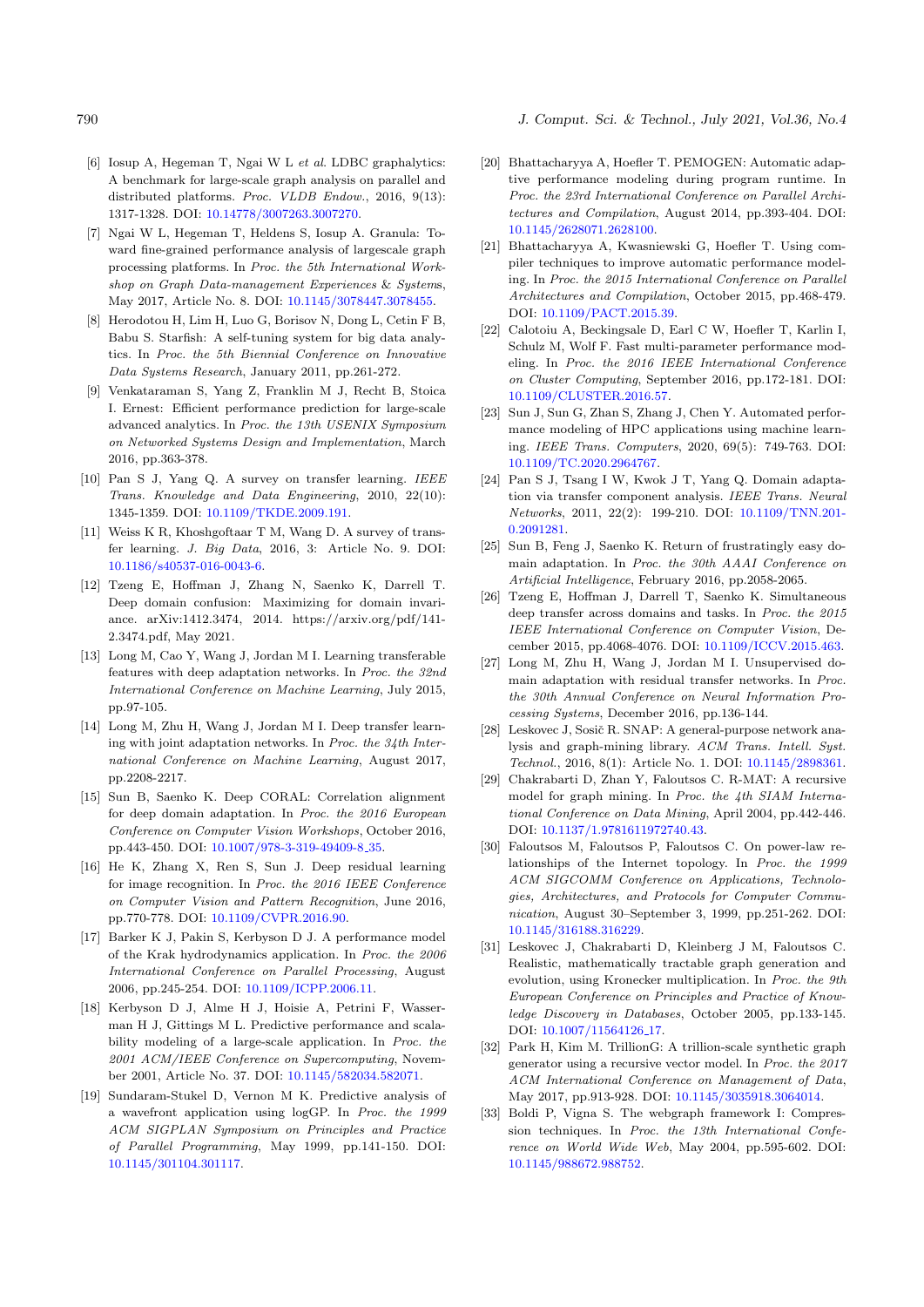[6] Iosup A, Hegeman T, Ngai W L *et al*. LDBC graphalytics: A benchmark for large-scale graph analysis on parallel and distributed platforms. *Proc. VLDB Endow.*, 2016, 9(13): 1317-1328. DOI: 10.14778/3007263.3007270.

[7] Ngai W L, Hegeman T, Heldens S, Iosup A. Granula: Toward fine-grained performance analysis of largescale graph processing platforms. In *Proc. the 5th International Workshop on Graph Data-management Experiences & Systems*, May 2017, Article No. 8. DOI: 10.1145/3078447.3078455.

[8] Herodotou H, Lim H, Luo G, Borisov N, Dong L, Cetin F B, Babu S. Starfish: A self-tuning system for big data analytics. In *Proc. the 5th Biennial Conference on Innovative Data Systems Research*, January 2011, pp.261-272.

[9] Venkataraman S, Yang Z, Franklin M J, Recht B, Stoica I. Ernest: Efficient performance prediction for large-scale advanced analytics. In *Proc. the 13th USENIX Symposium on Networked Systems Design and Implementation*, March 2016, pp.363-378.

[10] Pan S J, Yang Q. A survey on transfer learning. *IEEE Trans. Knowledge and Data Engineering*, 2010, 22(10): 1345-1359. DOI: 10.1109/TKDE.2009.191.

[11] Weiss K R, Khoshgoftaar T M, Wang D. A survey of transfer learning. *J. Big Data*, 2016, 3: Article No. 9. DOI: 10.1186/s40537-016-0043-6.

[12] Tzeng E, Hoffman J, Zhang N, Saenko K, Darrell T. Deep domain confusion: Maximizing for domain invariance. arXiv:1412.3474, 2014. https://arxiv.org/pdf/1412.3474.pdf, May 2021.

[13] Long M, Cao Y, Wang J, Jordan M I. Learning transferable features with deep adaptation networks. In *Proc. the 32nd International Conference on Machine Learning*, July 2015, pp.97-105.

[14] Long M, Zhu H, Wang J, Jordan M I. Deep transfer learning with joint adaptation networks. In *Proc. the 34th International Conference on Machine Learning*, August 2017, pp.2208-2217.

[15] Sun B, Saenko K. Deep CORAL: Correlation alignment for deep domain adaptation. In *Proc. the 2016 European Conference on Computer Vision Workshops*, October 2016, pp.443-450. DOI: 10.1007/978-3-319-49409-8_35.

[16] He K, Zhang X, Ren S, Sun J. Deep residual learning for image recognition. In *Proc. the 2016 IEEE Conference on Computer Vision and Pattern Recognition*, June 2016, pp.770-778. DOI: 10.1109/CVPR.2016.90.

[17] Barker K J, Pakin S, Kerbyson D J. A performance model of the Krak hydrodynamics application. In *Proc. the 2006 International Conference on Parallel Processing*, August 2006, pp.245-254. DOI: 10.1109/ICPP.2006.11.

[18] Kerbyson D J, Alme H J, Hoisie A, Petrini F, Wasserman H J, Gittings M L. Predictive performance and scalability modeling of a large-scale application. In *Proc. the 2001 ACM/IEEE Conference on Supercomputing*, November 2001, Article No. 37. DOI: 10.1145/582034.582071.

[19] Sundaram-Stukel D, Vernon M K. Predictive analysis of a wavefront application using logGP. In *Proc. the 1999 ACM SIGPLAN Symposium on Principles and Practice of Parallel Programming*, May 1999, pp.141-150. DOI: 10.1145/301104.301117.

[20] Bhattacharyya A, Hoefler T. PEMOGEN: Automatic adaptive performance modeling during program runtime. In *Proc. the 23rd International Conference on Parallel Architectures and Compilation*, August 2014, pp.393-404. DOI: 10.1145/2628071.2628100.

[21] Bhattacharyya A, Kwasniewski G, Hoefler T. Using compiler techniques to improve automatic performance modeling. In *Proc. the 2015 International Conference on Parallel Architectures and Compilation*, October 2015, pp.468-479. DOI: 10.1109/PACT.2015.39.

[22] Calotoiu A, Beckingsale D, Earl C W, Hoefler T, Karlin I, Schulz M, Wolf F. Fast multi-parameter performance modeling. In *Proc. the 2016 IEEE International Conference on Cluster Computing*, September 2016, pp.172-181. DOI: 10.1109/CLUSTER.2016.57.

[23] Sun J, Sun G, Zhan S, Zhang J, Chen Y. Automated performance modeling of HPC applications using machine learning. *IEEE Trans. Computers*, 2020, 69(5): 749-763. DOI: 10.1109/TC.2020.2964767.

[24] Pan S J, Tsang I W, Kwok J T, Yang Q. Domain adaptation via transfer component analysis. *IEEE Trans. Neural Networks*, 2011, 22(2): 199-210. DOI: 10.1109/TNN.2010.2091281.

[25] Sun B, Feng J, Saenko K. Return of frustratingly easy domain adaptation. In *Proc. the 30th AAAI Conference on Artificial Intelligence*, February 2016, pp.2058-2065.

[26] Tzeng E, Hoffman J, Darrell T, Saenko K. Simultaneous deep transfer across domains and tasks. In *Proc. the 2015 IEEE International Conference on Computer Vision*, December 2015, pp.4068-4076. DOI: 10.1109/ICCV.2015.463.

[27] Long M, Zhu H, Wang J, Jordan M I. Unsupervised domain adaptation with residual transfer networks. In *Proc. the 30th Annual Conference on Neural Information Processing Systems*, December 2016, pp.136-144.

[28] Leskovec J, Sosič R. SNAP: A general-purpose network analysis and graph-mining library. *ACM Trans. Intell. Syst. Technol.*, 2016, 8(1): Article No. 1. DOI: 10.1145/2898361.

[29] Chakrabarti D, Zhan Y, Faloutsos C. R-MAT: A recursive model for graph mining. In *Proc. the 4th SIAM International Conference on Data Mining*, April 2004, pp.442-446. DOI: 10.1137/1.9781611972740.43.

[30] Faloutsos M, Faloutsos P, Faloutsos C. On power-law relationships of the Internet topology. In *Proc. the 1999 ACM SIGCOMM Conference on Applications, Technologies, Architectures, and Protocols for Computer Communication*, August 30–September 3, 1999, pp.251-262. DOI: 10.1145/316188.316229.

[31] Leskovec J, Chakrabarti D, Kleinberg J M, Faloutsos C. Realistic, mathematically tractable graph generation and evolution, using Kronecker multiplication. In *Proc. the 9th European Conference on Principles and Practice of Knowledge Discovery in Databases*, October 2005, pp.133-145. DOI: 10.1007/11564126_17.

[32] Park H, Kim M. TrillionG: A trillion-scale synthetic graph generator using a recursive vector model. In *Proc. the 2017 ACM International Conference on Management of Data*, May 2017, pp.913-928. DOI: 10.1145/3035918.3064014.

[33] Boldi P, Vigna S. The webgraph framework I: Compression techniques. In *Proc. the 13th International Conference on World Wide Web*, May 2004, pp.595-602. DOI: 10.1145/988672.988752.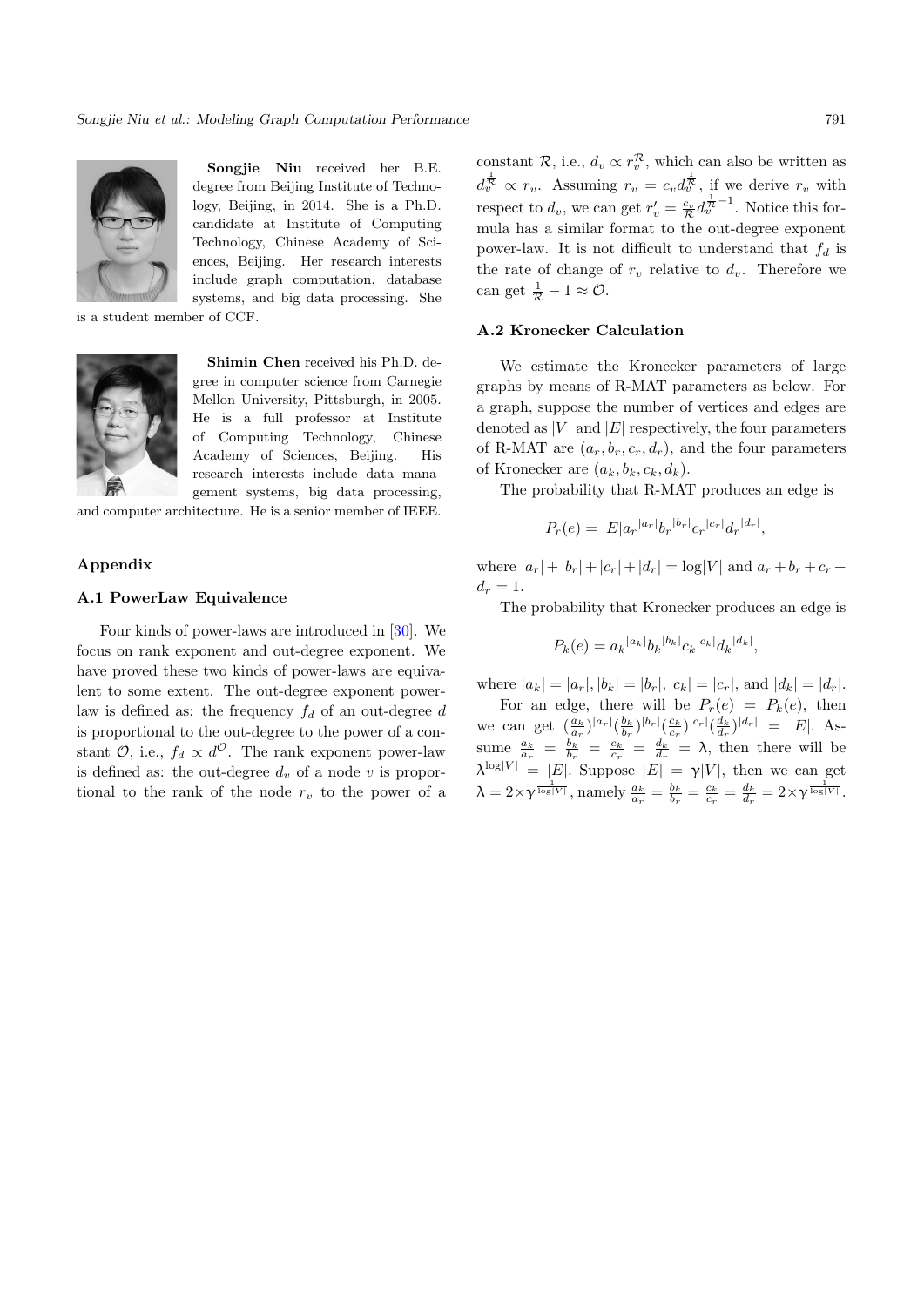**Songjie Niu** received her B.E. degree from Beijing Institute of Technology, Beijing, in 2014. She is a Ph.D. candidate at Institute of Computing Technology, Chinese Academy of Sciences, Beijing. Her research interests include graph computation, database systems, and big data processing. She is a student member of CCF.

**Shimin Chen** received his Ph.D. degree in computer science from Carnegie Mellon University, Pittsburgh, in 2005. He is a full professor at Institute of Computing Technology, Chinese Academy of Sciences, Beijing. His research interests include data management systems, big data processing, and computer architecture. He is a senior member of IEEE.

## Appendix

### A.1 PowerLaw Equivalence

Four kinds of power-laws are introduced in [30]. We focus on rank exponent and out-degree exponent. We have proved these two kinds of power-laws are equivalent to some extent. The out-degree exponent power-law is defined as: the frequency $f_d$ of an out-degree $d$ is proportional to the out-degree to the power of a constant $\mathcal{O}$, i.e., $f_d \propto d^{\mathcal{O}}$. The rank exponent power-law is defined as: the out-degree $d_v$ of a node $v$ is proportional to the rank of the node $r_v$ to the power of a constant $\mathcal{R}$, i.e., $d_v \propto r_v^{\mathcal{R}}$, which can also be written as $d_v^{\frac{1}{\mathcal{R}}} \propto r_v$. Assuming $r_v = c_v d_v^{\frac{1}{\mathcal{R}}}$, if we derive $r_v$ with respect to $d_v$, we can get $r'_v = \frac{c_v}{\mathcal{R}} d_v^{\frac{1}{\mathcal{R}}-1}$. Notice this formula has a similar format to the out-degree exponent power-law. It is not difficult to understand that $f_d$ is the rate of change of $r_v$ relative to $d_v$. Therefore we can get $\frac{1}{\mathcal{R}} - 1 \approx \mathcal{O}$.

### A.2 Kronecker Calculation

We estimate the Kronecker parameters of large graphs by means of R-MAT parameters as below. For a graph, suppose the number of vertices and edges are denoted as $|V|$ and $|E|$ respectively, the four parameters of R-MAT are $(a_r, b_r, c_r, d_r)$, and the four parameters of Kronecker are $(a_k, b_k, c_k, d_k)$.

The probability that R-MAT produces an edge is

$$P_r(e) = |E| {a_r}^{|a_r|} {b_r}^{|b_r|} {c_r}^{|c_r|} {d_r}^{|d_r|},$$

where $|a_r| + |b_r| + |c_r| + |d_r| = \log|V|$ and $a_r + b_r + c_r + d_r = 1$.

The probability that Kronecker produces an edge is

$$P_k(e) = {a_k}^{|a_k|} {b_k}^{|b_k|} {c_k}^{|c_k|} {d_k}^{|d_k|},$$

where $|a_k| = |a_r|, |b_k| = |b_r|, |c_k| = |c_r|$, and $|d_k| = |d_r|$.

For an edge, there will be $P_r(e) = P_k(e)$, then we can get $(\frac{a_k}{a_r})^{|a_r|}(\frac{b_k}{b_r})^{|b_r|}(\frac{c_k}{c_r})^{|c_r|}(\frac{d_k}{d_r})^{|d_r|} = |E|$. Assume $\frac{a_k}{a_r} = \frac{b_k}{b_r} = \frac{c_k}{c_r} = \frac{d_k}{d_r} = \lambda$, then there will be $\lambda^{\log|V|} = |E|$. Suppose $|E| = \gamma|V|$, then we can get $\lambda = 2 \times \gamma^{\frac{1}{\log|V|}}$, namely $\frac{a_k}{a_r} = \frac{b_k}{b_r} = \frac{c_k}{c_r} = \frac{d_k}{d_r} = 2 \times \gamma^{\frac{1}{\log|V|}}$.